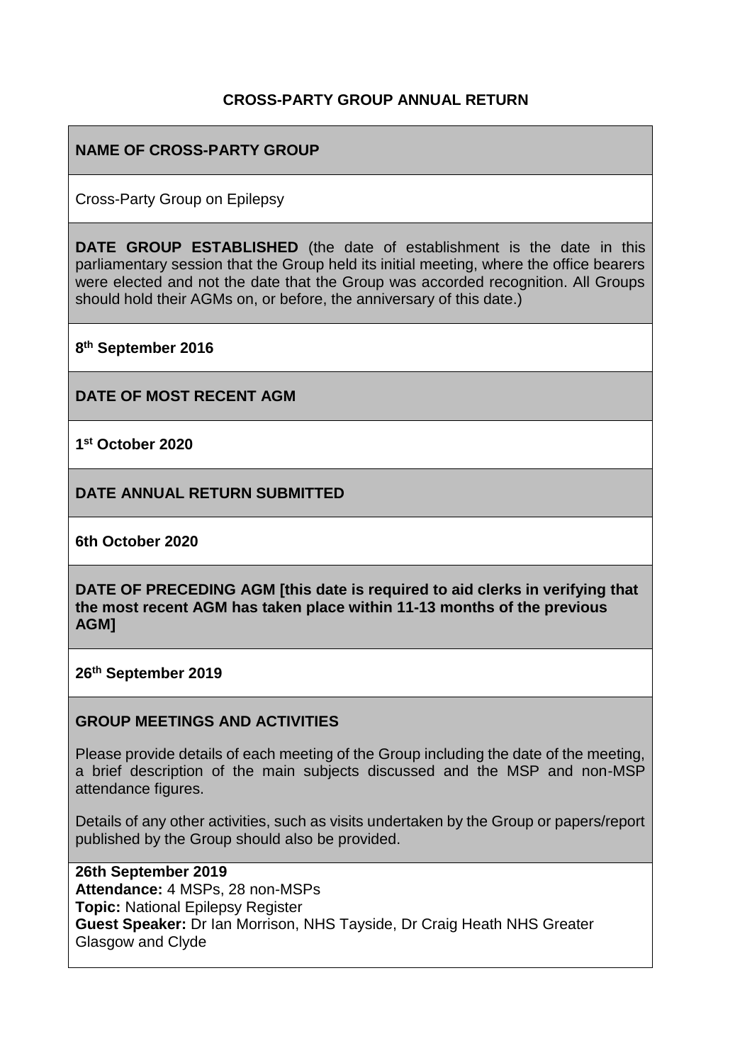# CROSS-PARTY GROUP ANNUAL RETURN

## NAME OF CROSS-PARTY GROUP

Cross-Party Group on Epilepsy

**DATE GROUP ESTABLISHED** (the date of establishment is the date in this parliamentary session that the Group held its initial meeting, where the office bearers were elected and not the date that the Group was accorded recognition. All Groups should hold their AGMs on, or before, the anniversary of this date.)

**8th September 2016**

## DATE OF MOST RECENT AGM

**1st October 2020**

## DATE ANNUAL RETURN SUBMITTED

**6th October 2020**

**DATE OF PRECEDING AGM [this date is required to aid clerks in verifying that the most recent AGM has taken place within 11-13 months of the previous AGM]**

**26th September 2019**

## GROUP MEETINGS AND ACTIVITIES

Please provide details of each meeting of the Group including the date of the meeting, a brief description of the main subjects discussed and the MSP and non-MSP attendance figures.

Details of any other activities, such as visits undertaken by the Group or papers/report published by the Group should also be provided.

**26th September 2019**
**Attendance:** 4 MSPs, 28 non-MSPs
**Topic:** National Epilepsy Register
**Guest Speaker:** Dr Ian Morrison, NHS Tayside, Dr Craig Heath NHS Greater Glasgow and Clyde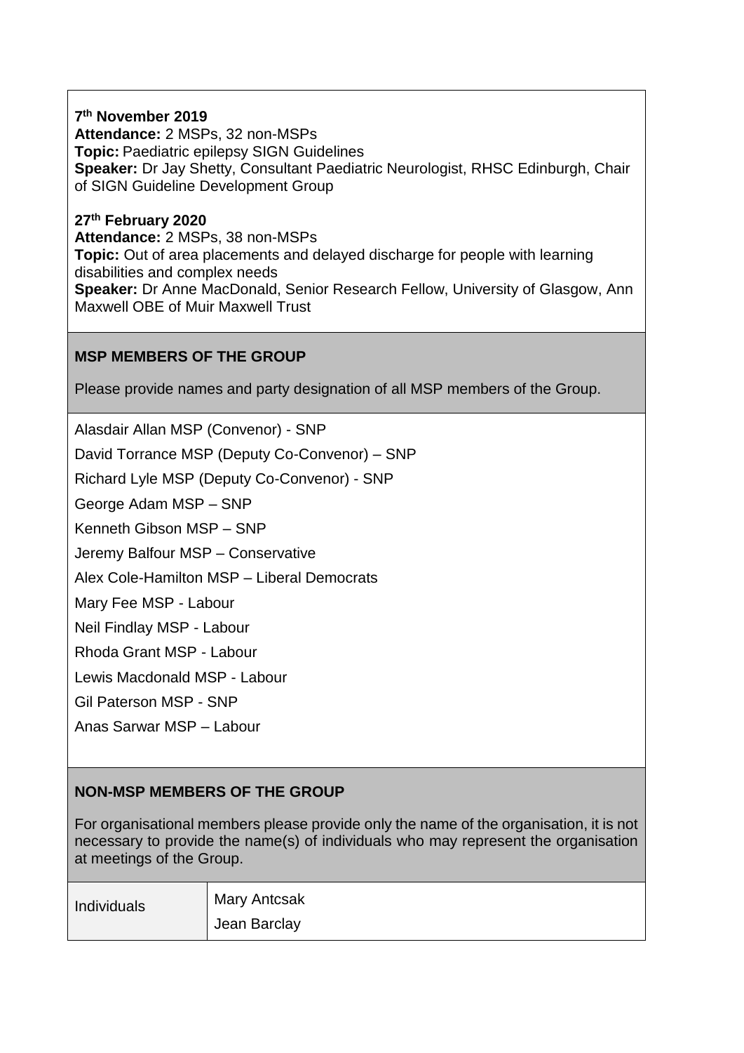**7th November 2019**
**Attendance:** 2 MSPs, 32 non-MSPs
**Topic:** Paediatric epilepsy SIGN Guidelines
**Speaker:** Dr Jay Shetty, Consultant Paediatric Neurologist, RHSC Edinburgh, Chair of SIGN Guideline Development Group

**27th February 2020**
**Attendance:** 2 MSPs, 38 non-MSPs
**Topic:** Out of area placements and delayed discharge for people with learning disabilities and complex needs
**Speaker:** Dr Anne MacDonald, Senior Research Fellow, University of Glasgow, Ann Maxwell OBE of Muir Maxwell Trust

**MSP MEMBERS OF THE GROUP**

Please provide names and party designation of all MSP members of the Group.

Alasdair Allan MSP (Convenor) - SNP

David Torrance MSP (Deputy Co-Convenor) – SNP

Richard Lyle MSP (Deputy Co-Convenor) - SNP

George Adam MSP – SNP

Kenneth Gibson MSP – SNP

Jeremy Balfour MSP – Conservative

Alex Cole-Hamilton MSP – Liberal Democrats

Mary Fee MSP - Labour

Neil Findlay MSP - Labour

Rhoda Grant MSP - Labour

Lewis Macdonald MSP - Labour

Gil Paterson MSP - SNP

Anas Sarwar MSP – Labour

**NON-MSP MEMBERS OF THE GROUP**

For organisational members please provide only the name of the organisation, it is not necessary to provide the name(s) of individuals who may represent the organisation at meetings of the Group.

| Individuals | Mary Antcsak<br>Jean Barclay |
|---|---|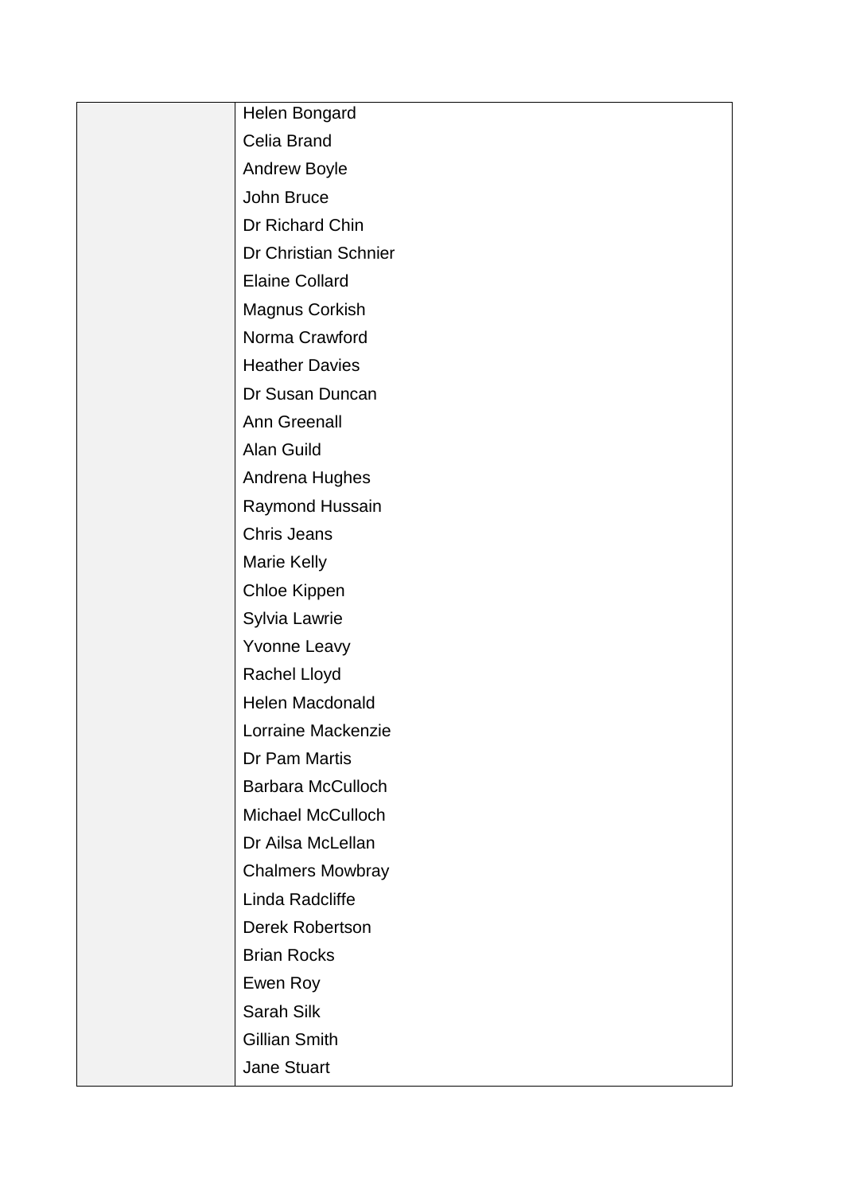| | |
|---|---|
| | Helen Bongard<br>Celia Brand<br>Andrew Boyle<br>John Bruce<br>Dr Richard Chin<br>Dr Christian Schnier<br>Elaine Collard<br>Magnus Corkish<br>Norma Crawford<br>Heather Davies<br>Dr Susan Duncan<br>Ann Greenall<br>Alan Guild<br>Andrena Hughes<br>Raymond Hussain<br>Chris Jeans<br>Marie Kelly<br>Chloe Kippen<br>Sylvia Lawrie<br>Yvonne Leavy<br>Rachel Lloyd<br>Helen Macdonald<br>Lorraine Mackenzie<br>Dr Pam Martis<br>Barbara McCulloch<br>Michael McCulloch<br>Dr Ailsa McLellan<br>Chalmers Mowbray<br>Linda Radcliffe<br>Derek Robertson<br>Brian Rocks<br>Ewen Roy<br>Sarah Silk<br>Gillian Smith<br>Jane Stuart |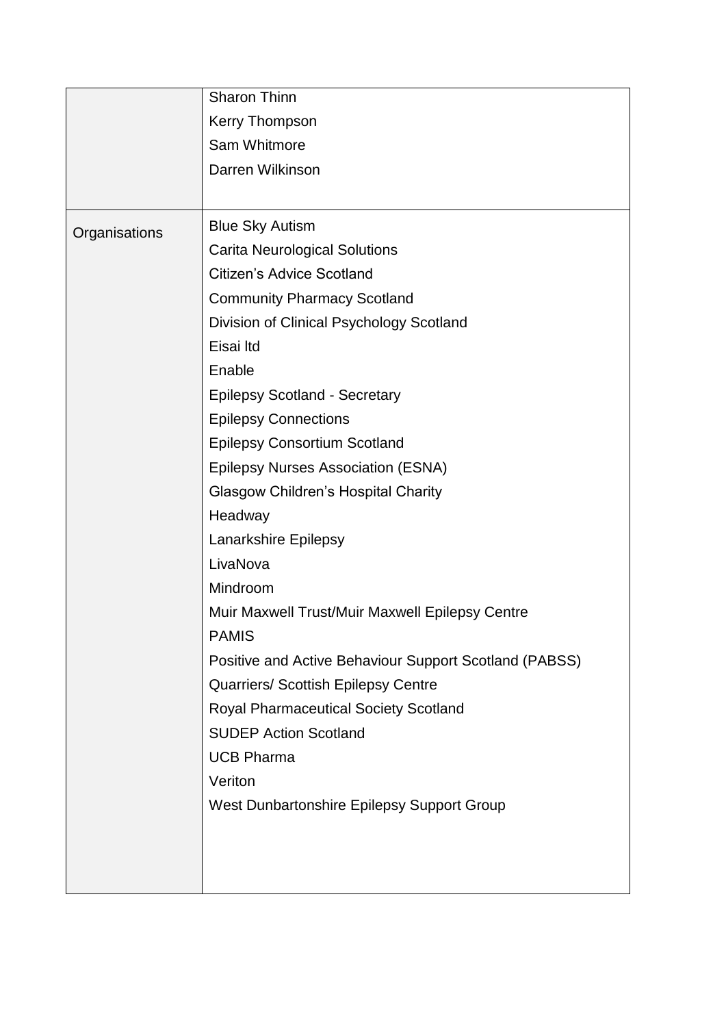| | |
|---|---|
| | Sharon Thinn<br>Kerry Thompson<br>Sam Whitmore<br>Darren Wilkinson |
| Organisations | Blue Sky Autism<br>Carita Neurological Solutions<br>Citizen's Advice Scotland<br>Community Pharmacy Scotland<br>Division of Clinical Psychology Scotland<br>Eisai ltd<br>Enable<br>Epilepsy Scotland - Secretary<br>Epilepsy Connections<br>Epilepsy Consortium Scotland<br>Epilepsy Nurses Association (ESNA)<br>Glasgow Children's Hospital Charity<br>Headway<br>Lanarkshire Epilepsy<br>LivaNova<br>Mindroom<br>Muir Maxwell Trust/Muir Maxwell Epilepsy Centre<br>PAMIS<br>Positive and Active Behaviour Support Scotland (PABSS)<br>Quarriers/ Scottish Epilepsy Centre<br>Royal Pharmaceutical Society Scotland<br>SUDEP Action Scotland<br>UCB Pharma<br>Veriton<br>West Dunbartonshire Epilepsy Support Group |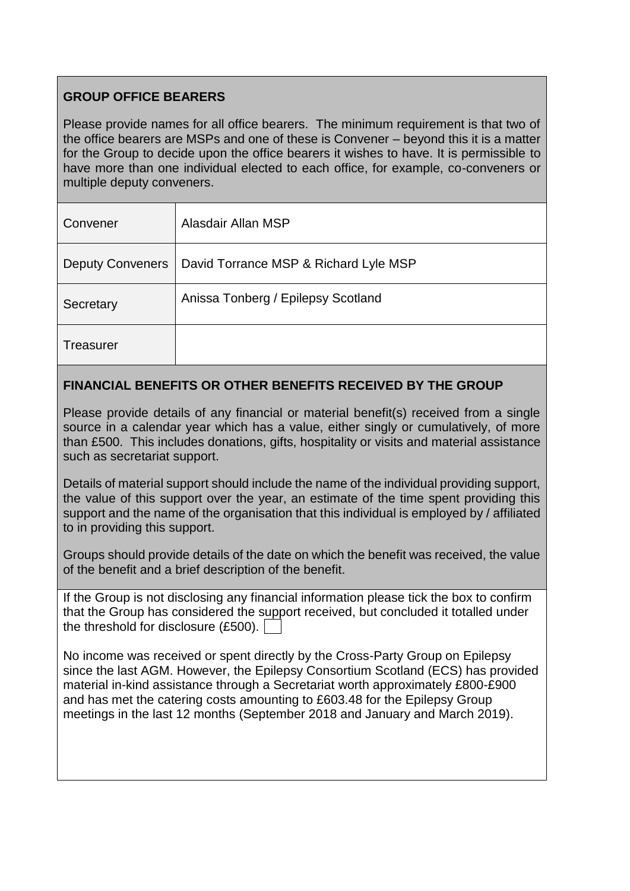**GROUP OFFICE BEARERS**

Please provide names for all office bearers. The minimum requirement is that two of the office bearers are MSPs and one of these is Convener – beyond this it is a matter for the Group to decide upon the office bearers it wishes to have. It is permissible to have more than one individual elected to each office, for example, co-conveners or multiple deputy conveners.

| | |
|---|---|
| Convener | Alasdair Allan MSP |
| Deputy Conveners | David Torrance MSP & Richard Lyle MSP |
| Secretary | Anissa Tonberg / Epilepsy Scotland |
| Treasurer | |

**FINANCIAL BENEFITS OR OTHER BENEFITS RECEIVED BY THE GROUP**

Please provide details of any financial or material benefit(s) received from a single source in a calendar year which has a value, either singly or cumulatively, of more than £500. This includes donations, gifts, hospitality or visits and material assistance such as secretariat support.

Details of material support should include the name of the individual providing support, the value of this support over the year, an estimate of the time spent providing this support and the name of the organisation that this individual is employed by / affiliated to in providing this support.

Groups should provide details of the date on which the benefit was received, the value of the benefit and a brief description of the benefit.

If the Group is not disclosing any financial information please tick the box to confirm that the Group has considered the support received, but concluded it totalled under the threshold for disclosure (£500). ☐

No income was received or spent directly by the Cross-Party Group on Epilepsy since the last AGM. However, the Epilepsy Consortium Scotland (ECS) has provided material in-kind assistance through a Secretariat worth approximately £800-£900 and has met the catering costs amounting to £603.48 for the Epilepsy Group meetings in the last 12 months (September 2018 and January and March 2019).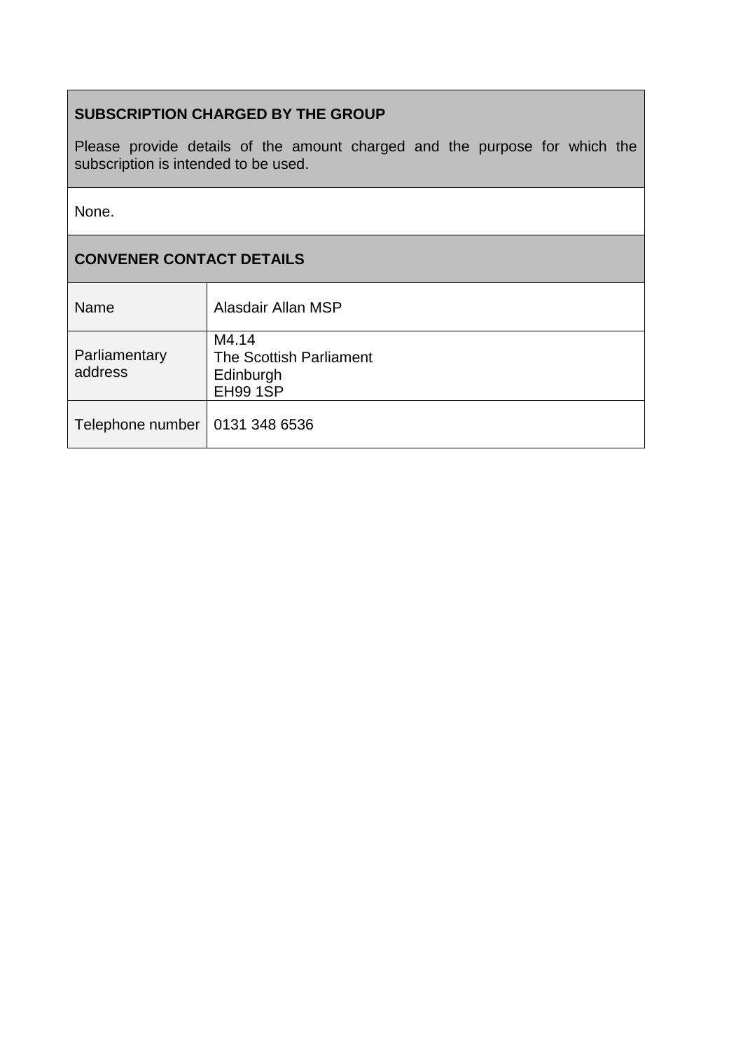| **SUBSCRIPTION CHARGED BY THE GROUP**<br><br>Please provide details of the amount charged and the purpose for which the subscription is intended to be used. | |
|---|---|
| None. | |
| **CONVENER CONTACT DETAILS** | |
| Name | Alasdair Allan MSP |
| Parliamentary address | M4.14<br>The Scottish Parliament<br>Edinburgh<br>EH99 1SP |
| Telephone number | 0131 348 6536 |